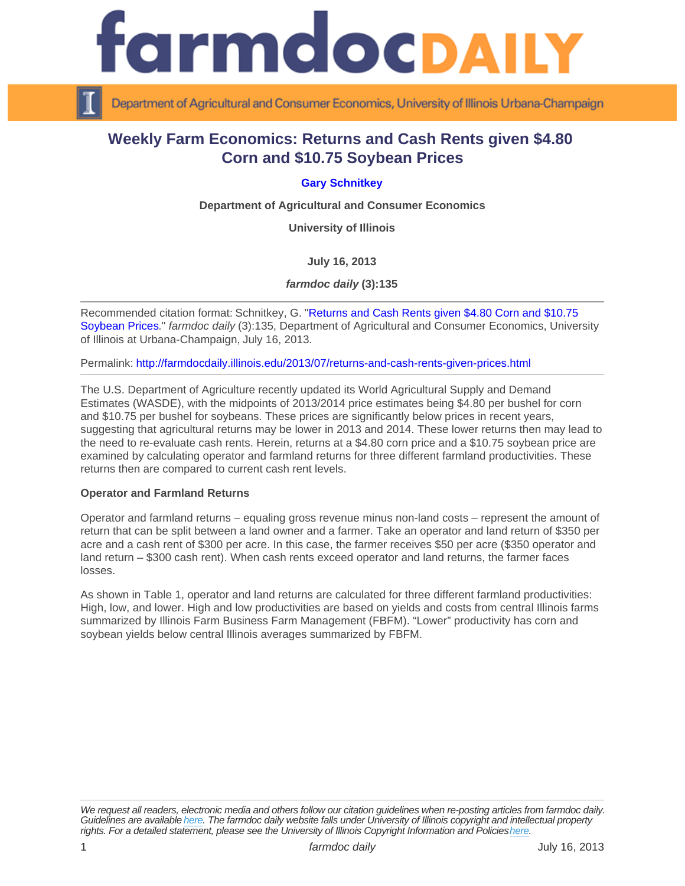# Weekly Farm Economics: Returns and Cash Rents given $4.80 Corn and $10.75 Soybean Prices

**Gary Schnitkey**

**Department of Agricultural and Consumer Economics**

**University of Illinois**

**July 16, 2013**

***farmdoc daily* (3):135**

Recommended citation format: Schnitkey, G. "Returns and Cash Rents given $4.80 Corn and $10.75 Soybean Prices." *farmdoc daily* (3):135, Department of Agricultural and Consumer Economics, University of Illinois at Urbana-Champaign, July 16, 2013.

Permalink: http://farmdocdaily.illinois.edu/2013/07/returns-and-cash-rents-given-prices.html

The U.S. Department of Agriculture recently updated its World Agricultural Supply and Demand Estimates (WASDE), with the midpoints of 2013/2014 price estimates being $4.80 per bushel for corn and $10.75 per bushel for soybeans. These prices are significantly below prices in recent years, suggesting that agricultural returns may be lower in 2013 and 2014. These lower returns then may lead to the need to re-evaluate cash rents. Herein, returns at a $4.80 corn price and a $10.75 soybean price are examined by calculating operator and farmland returns for three different farmland productivities. These returns then are compared to current cash rent levels.

**Operator and Farmland Returns**

Operator and farmland returns – equaling gross revenue minus non-land costs – represent the amount of return that can be split between a land owner and a farmer. Take an operator and land return of $350 per acre and a cash rent of $300 per acre. In this case, the farmer receives $50 per acre ($350 operator and land return – $300 cash rent). When cash rents exceed operator and land returns, the farmer faces losses.

As shown in Table 1, operator and land returns are calculated for three different farmland productivities: High, low, and lower. High and low productivities are based on yields and costs from central Illinois farms summarized by Illinois Farm Business Farm Management (FBFM). "Lower" productivity has corn and soybean yields below central Illinois averages summarized by FBFM.

*We request all readers, electronic media and others follow our citation guidelines when re-posting articles from farmdoc daily. Guidelines are available here. The farmdoc daily website falls under University of Illinois copyright and intellectual property rights. For a detailed statement, please see the University of Illinois Copyright Information and Policies here.*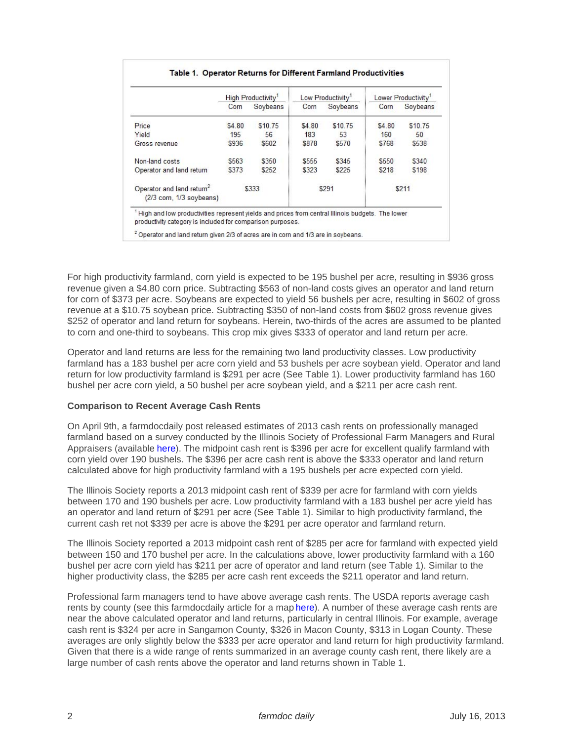**Table 1. Operator Returns for Different Farmland Productivities**

| | High Productivity[1] | | Low Productivity[1] | | Lower Productivity[1] | |
|---|---|---|---|---|---|---|
| | Corn | Soybeans | Corn | Soybeans | Corn | Soybeans |
| Price | $4.80 | $10.75 | $4.80 | $10.75 | $4.80 | $10.75 |
| Yield | 195 | 56 | 183 | 53 | 160 | 50 |
| Gross revenue | $936 | $602 | $878 | $570 | $768 | $538 |
| Non-land costs | $563 | $350 | $555 | $345 | $550 | $340 |
| Operator and land return | $373 | $252 | $323 | $225 | $218 | $198 |
| Operator and land return[2] (2/3 corn, 1/3 soybeans) | $333 | | $291 | | $211 | |

[1] High and low productivities represent yields and prices from central Illinois budgets. The lower productivity category is included for comparison purposes.

[2] Operator and land return given 2/3 of acres are in corn and 1/3 are in soybeans.

For high productivity farmland, corn yield is expected to be 195 bushel per acre, resulting in $936 gross revenue given a $4.80 corn price. Subtracting $563 of non-land costs gives an operator and land return for corn of $373 per acre. Soybeans are expected to yield 56 bushels per acre, resulting in $602 of gross revenue at a $10.75 soybean price. Subtracting $350 of non-land costs from $602 gross revenue gives $252 of operator and land return for soybeans. Herein, two-thirds of the acres are assumed to be planted to corn and one-third to soybeans. This crop mix gives $333 of operator and land return per acre.

Operator and land returns are less for the remaining two land productivity classes. Low productivity farmland has a 183 bushel per acre corn yield and 53 bushels per acre soybean yield. Operator and land return for low productivity farmland is $291 per acre (See Table 1). Lower productivity farmland has 160 bushel per acre corn yield, a 50 bushel per acre soybean yield, and a $211 per acre cash rent.

**Comparison to Recent Average Cash Rents**

On April 9th, a farmdocdaily post released estimates of 2013 cash rents on professionally managed farmland based on a survey conducted by the Illinois Society of Professional Farm Managers and Rural Appraisers (available here). The midpoint cash rent is $396 per acre for excellent qualify farmland with corn yield over 190 bushels. The $396 per acre cash rent is above the $333 operator and land return calculated above for high productivity farmland with a 195 bushels per acre expected corn yield.

The Illinois Society reports a 2013 midpoint cash rent of $339 per acre for farmland with corn yields between 170 and 190 bushels per acre. Low productivity farmland with a 183 bushel per acre yield has an operator and land return of $291 per acre (See Table 1). Similar to high productivity farmland, the current cash ret not $339 per acre is above the $291 per acre operator and farmland return.

The Illinois Society reported a 2013 midpoint cash rent of $285 per acre for farmland with expected yield between 150 and 170 bushel per acre. In the calculations above, lower productivity farmland with a 160 bushel per acre corn yield has $211 per acre of operator and land return (see Table 1). Similar to the higher productivity class, the $285 per acre cash rent exceeds the $211 operator and land return.

Professional farm managers tend to have above average cash rents. The USDA reports average cash rents by county (see this farmdocdaily article for a map here). A number of these average cash rents are near the above calculated operator and land returns, particularly in central Illinois. For example, average cash rent is $324 per acre in Sangamon County, $326 in Macon County, $313 in Logan County. These averages are only slightly below the $333 per acre operator and land return for high productivity farmland. Given that there is a wide range of rents summarized in an average county cash rent, there likely are a large number of cash rents above the operator and land returns shown in Table 1.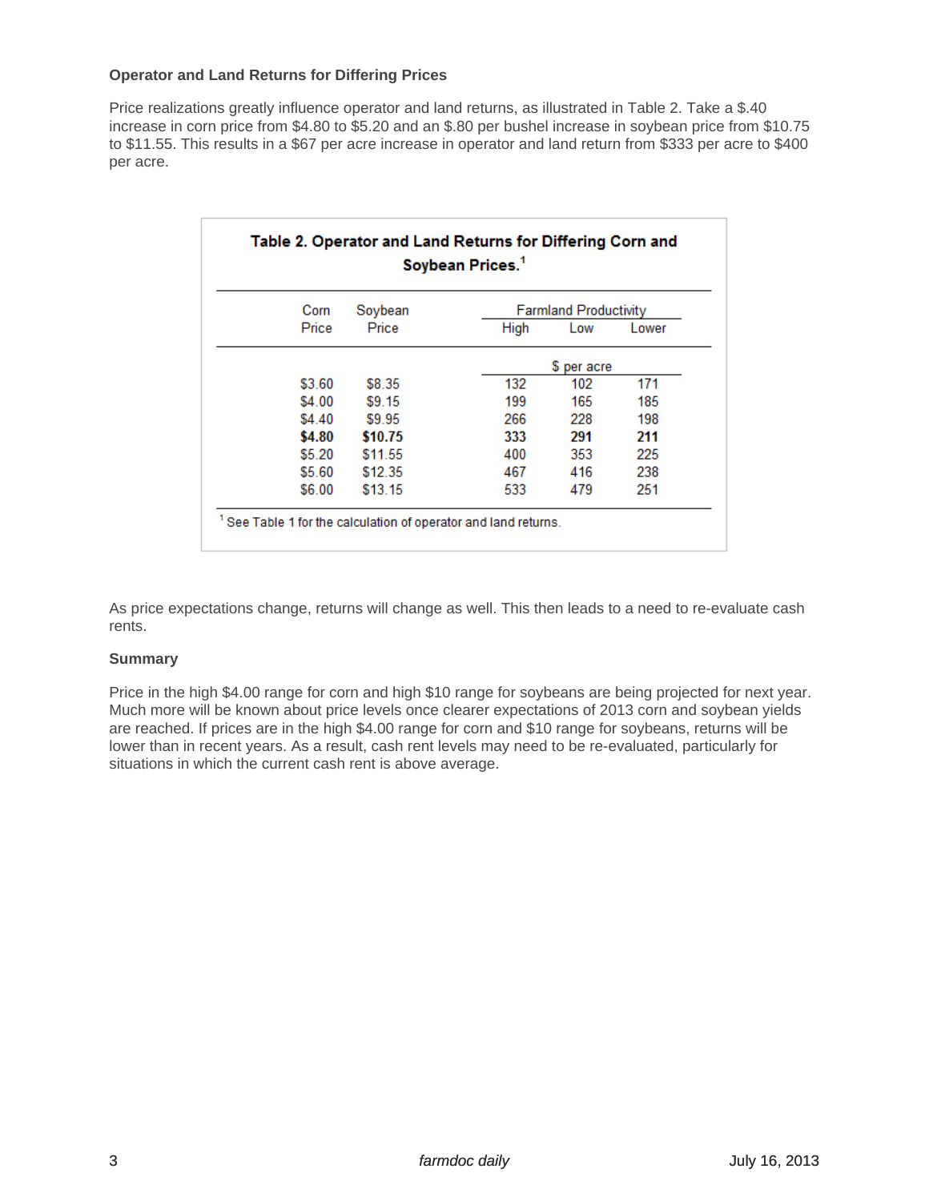**Operator and Land Returns for Differing Prices**

Price realizations greatly influence operator and land returns, as illustrated in Table 2. Take a $.40 increase in corn price from $4.80 to $5.20 and an $.80 per bushel increase in soybean price from $10.75 to $11.55. This results in a $67 per acre increase in operator and land return from $333 per acre to $400 per acre.

**Table 2. Operator and Land Returns for Differing Corn and Soybean Prices.**[1]

| Corn Price | Soybean Price | Farmland Productivity | | |
|---|---|---|---|---|
| | | High | Low | Lower |
| | | $ per acre | | |
| $3.60 | $8.35 | 132 | 102 | 171 |
| $4.00 | $9.15 | 199 | 165 | 185 |
| $4.40 | $9.95 | 266 | 228 | 198 |
| **$4.80** | **$10.75** | **333** | **291** | **211** |
| $5.20 | $11.55 | 400 | 353 | 225 |
| $5.60 | $12.35 | 467 | 416 | 238 |
| $6.00 | $13.15 | 533 | 479 | 251 |

[1] See Table 1 for the calculation of operator and land returns.

As price expectations change, returns will change as well. This then leads to a need to re-evaluate cash rents.

**Summary**

Price in the high $4.00 range for corn and high $10 range for soybeans are being projected for next year. Much more will be known about price levels once clearer expectations of 2013 corn and soybean yields are reached. If prices are in the high $4.00 range for corn and $10 range for soybeans, returns will be lower than in recent years. As a result, cash rent levels may need to be re-evaluated, particularly for situations in which the current cash rent is above average.